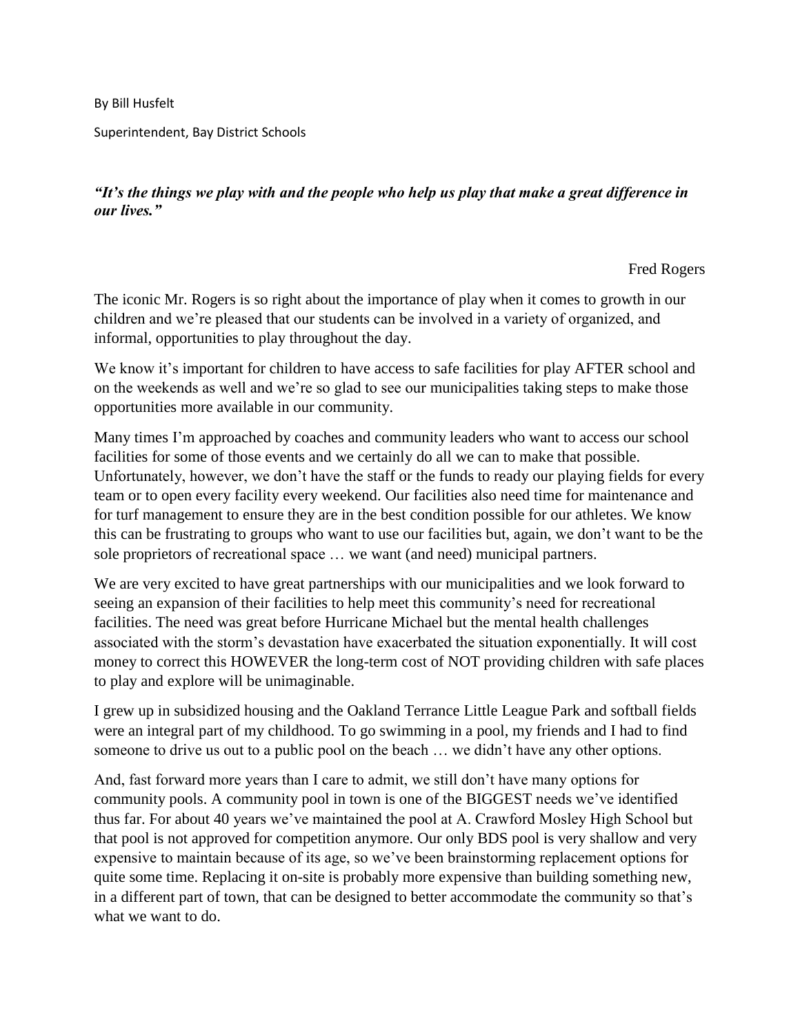By Bill Husfelt

Superintendent, Bay District Schools

***"It's the things we play with and the people who help us play that make a great difference in our lives."***

Fred Rogers

The iconic Mr. Rogers is so right about the importance of play when it comes to growth in our children and we're pleased that our students can be involved in a variety of organized, and informal, opportunities to play throughout the day.

We know it's important for children to have access to safe facilities for play AFTER school and on the weekends as well and we're so glad to see our municipalities taking steps to make those opportunities more available in our community.

Many times I'm approached by coaches and community leaders who want to access our school facilities for some of those events and we certainly do all we can to make that possible. Unfortunately, however, we don't have the staff or the funds to ready our playing fields for every team or to open every facility every weekend. Our facilities also need time for maintenance and for turf management to ensure they are in the best condition possible for our athletes. We know this can be frustrating to groups who want to use our facilities but, again, we don't want to be the sole proprietors of recreational space … we want (and need) municipal partners.

We are very excited to have great partnerships with our municipalities and we look forward to seeing an expansion of their facilities to help meet this community's need for recreational facilities. The need was great before Hurricane Michael but the mental health challenges associated with the storm's devastation have exacerbated the situation exponentially. It will cost money to correct this HOWEVER the long-term cost of NOT providing children with safe places to play and explore will be unimaginable.

I grew up in subsidized housing and the Oakland Terrance Little League Park and softball fields were an integral part of my childhood. To go swimming in a pool, my friends and I had to find someone to drive us out to a public pool on the beach … we didn't have any other options.

And, fast forward more years than I care to admit, we still don't have many options for community pools. A community pool in town is one of the BIGGEST needs we've identified thus far. For about 40 years we've maintained the pool at A. Crawford Mosley High School but that pool is not approved for competition anymore. Our only BDS pool is very shallow and very expensive to maintain because of its age, so we've been brainstorming replacement options for quite some time. Replacing it on-site is probably more expensive than building something new, in a different part of town, that can be designed to better accommodate the community so that's what we want to do.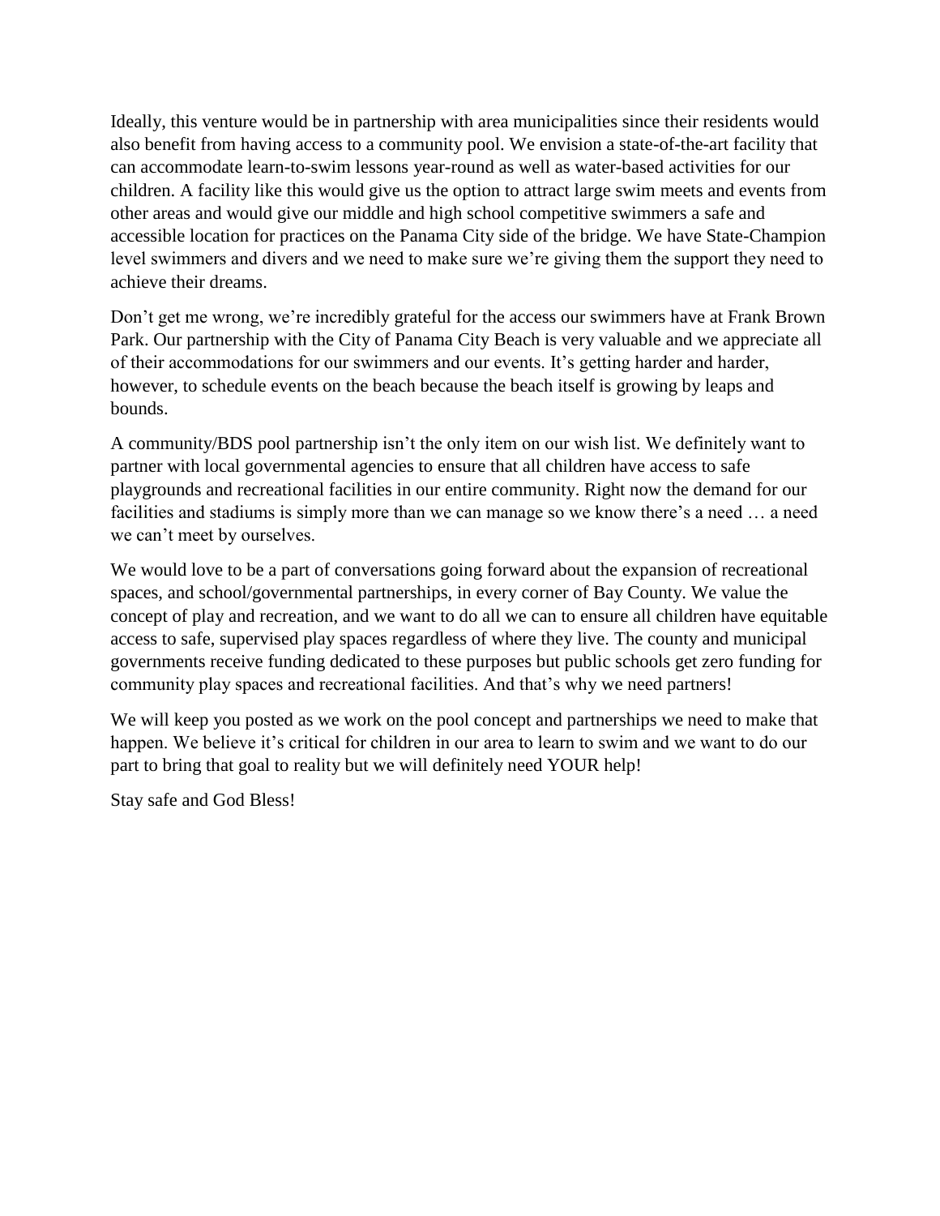Ideally, this venture would be in partnership with area municipalities since their residents would also benefit from having access to a community pool. We envision a state-of-the-art facility that can accommodate learn-to-swim lessons year-round as well as water-based activities for our children. A facility like this would give us the option to attract large swim meets and events from other areas and would give our middle and high school competitive swimmers a safe and accessible location for practices on the Panama City side of the bridge. We have State-Champion level swimmers and divers and we need to make sure we're giving them the support they need to achieve their dreams.

Don't get me wrong, we're incredibly grateful for the access our swimmers have at Frank Brown Park. Our partnership with the City of Panama City Beach is very valuable and we appreciate all of their accommodations for our swimmers and our events. It's getting harder and harder, however, to schedule events on the beach because the beach itself is growing by leaps and bounds.

A community/BDS pool partnership isn't the only item on our wish list. We definitely want to partner with local governmental agencies to ensure that all children have access to safe playgrounds and recreational facilities in our entire community. Right now the demand for our facilities and stadiums is simply more than we can manage so we know there's a need … a need we can't meet by ourselves.

We would love to be a part of conversations going forward about the expansion of recreational spaces, and school/governmental partnerships, in every corner of Bay County. We value the concept of play and recreation, and we want to do all we can to ensure all children have equitable access to safe, supervised play spaces regardless of where they live. The county and municipal governments receive funding dedicated to these purposes but public schools get zero funding for community play spaces and recreational facilities. And that's why we need partners!

We will keep you posted as we work on the pool concept and partnerships we need to make that happen. We believe it's critical for children in our area to learn to swim and we want to do our part to bring that goal to reality but we will definitely need YOUR help!

Stay safe and God Bless!